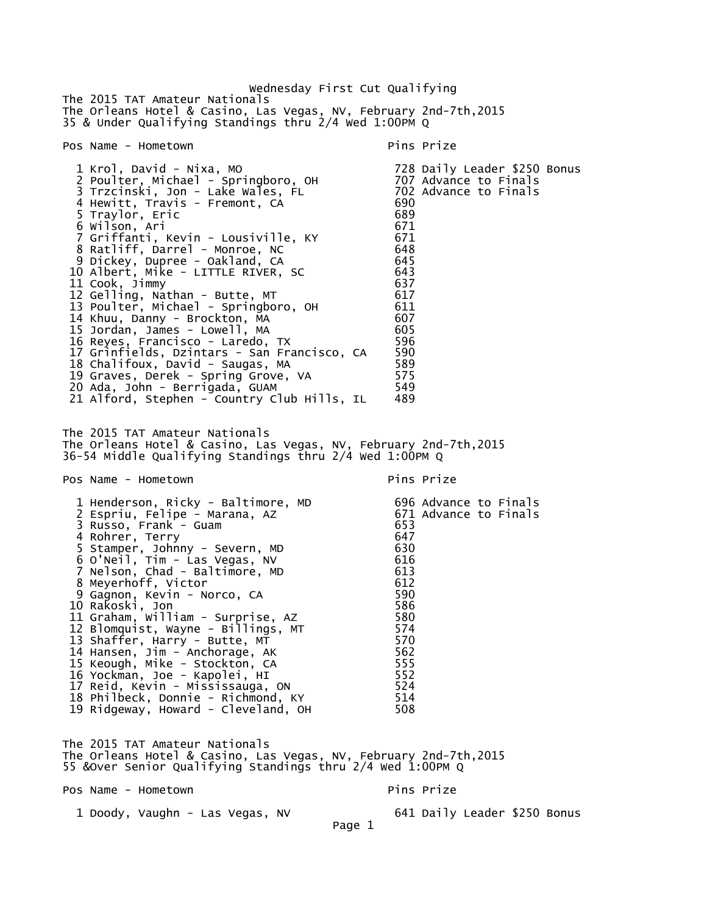# Wednesday First Cut Qualifying

The 2015 TAT Amateur Nationals
The Orleans Hotel & Casino, Las Vegas, NV, February 2nd-7th,2015
35 & Under Qualifying Standings thru 2/4 Wed 1:00PM Q

| Pos | Name - Hometown | Pins | Prize |
|---|---|---|---|
| 1 | Krol, David - Nixa, MO | 728 | Daily Leader $250 Bonus |
| 2 | Poulter, Michael - Springboro, OH | 707 | Advance to Finals |
| 3 | Trzcinski, Jon - Lake Wales, FL | 702 | Advance to Finals |
| 4 | Hewitt, Travis - Fremont, CA | 690 | |
| 5 | Traylor, Eric | 689 | |
| 6 | Wilson, Ari | 671 | |
| 7 | Griffanti, Kevin - Lousiville, KY | 671 | |
| 8 | Ratliff, Darrel - Monroe, NC | 648 | |
| 9 | Dickey, Dupree - Oakland, CA | 645 | |
| 10 | Albert, Mike - LITTLE RIVER, SC | 643 | |
| 11 | Cook, Jimmy | 637 | |
| 12 | Gelling, Nathan - Butte, MT | 617 | |
| 13 | Poulter, Michael - Springboro, OH | 611 | |
| 14 | Khuu, Danny - Brockton, MA | 607 | |
| 15 | Jordan, James - Lowell, MA | 605 | |
| 16 | Reyes, Francisco - Laredo, TX | 596 | |
| 17 | Grinfields, Dzintars - San Francisco, CA | 590 | |
| 18 | Chalifoux, David - Saugas, MA | 589 | |
| 19 | Graves, Derek - Spring Grove, VA | 575 | |
| 20 | Ada, John - Berrigada, GUAM | 549 | |
| 21 | Alford, Stephen - Country Club Hills, IL | 489 | |

The 2015 TAT Amateur Nationals
The Orleans Hotel & Casino, Las Vegas, NV, February 2nd-7th,2015
36-54 Middle Qualifying Standings thru 2/4 Wed 1:00PM Q

| Pos | Name - Hometown | Pins | Prize |
|---|---|---|---|
| 1 | Henderson, Ricky - Baltimore, MD | 696 | Advance to Finals |
| 2 | Espriu, Felipe - Marana, AZ | 671 | Advance to Finals |
| 3 | Russo, Frank - Guam | 653 | |
| 4 | Rohrer, Terry | 647 | |
| 5 | Stamper, Johnny - Severn, MD | 630 | |
| 6 | O'Neil, Tim - Las Vegas, NV | 616 | |
| 7 | Nelson, Chad - Baltimore, MD | 613 | |
| 8 | Meyerhoff, Victor | 612 | |
| 9 | Gagnon, Kevin - Norco, CA | 590 | |
| 10 | Rakoski, Jon | 586 | |
| 11 | Graham, William - Surprise, AZ | 580 | |
| 12 | Blomquist, Wayne - Billings, MT | 574 | |
| 13 | Shaffer, Harry - Butte, MT | 570 | |
| 14 | Hansen, Jim - Anchorage, AK | 562 | |
| 15 | Keough, Mike - Stockton, CA | 555 | |
| 16 | Yockman, Joe - Kapolei, HI | 552 | |
| 17 | Reid, Kevin - Mississauga, ON | 524 | |
| 18 | Philbeck, Donnie - Richmond, KY | 514 | |
| 19 | Ridgeway, Howard - Cleveland, OH | 508 | |

The 2015 TAT Amateur Nationals
The Orleans Hotel & Casino, Las Vegas, NV, February 2nd-7th,2015
55 &Over Senior Qualifying Standings thru 2/4 Wed 1:00PM Q

| Pos | Name - Hometown | Pins | Prize |
|---|---|---|---|
| 1 | Doody, Vaughn - Las Vegas, NV | 641 | Daily Leader $250 Bonus |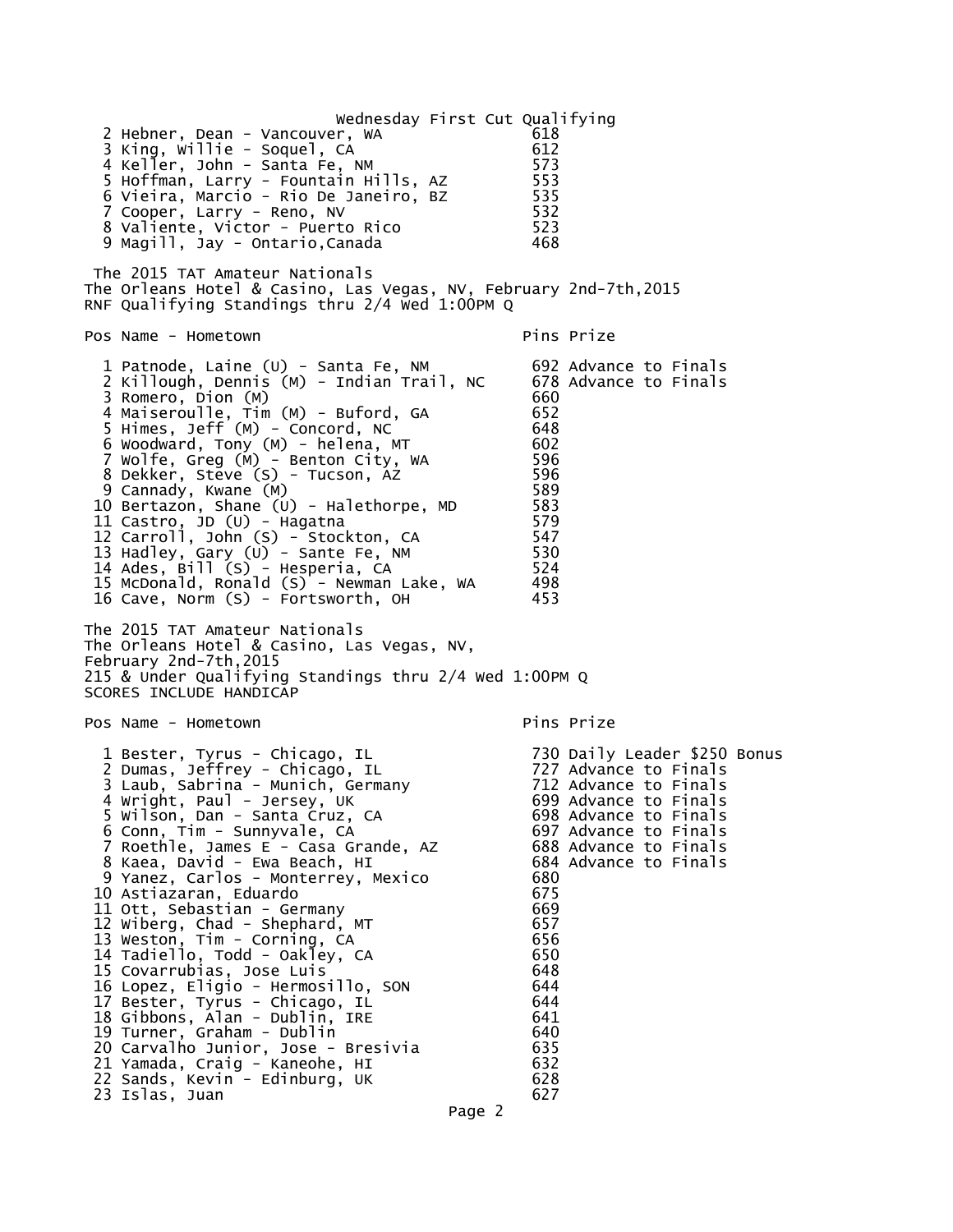Wednesday First Cut Qualifying

| Pos | Name - Hometown | Pins |
|---|---|---|
| 2 | Hebner, Dean - Vancouver, WA | 618 |
| 3 | King, Willie - Soquel, CA | 612 |
| 4 | Keller, John - Santa Fe, NM | 573 |
| 5 | Hoffman, Larry - Fountain Hills, AZ | 553 |
| 6 | Vieira, Marcio - Rio De Janeiro, BZ | 535 |
| 7 | Cooper, Larry - Reno, NV | 532 |
| 8 | Valiente, Victor - Puerto Rico | 523 |
| 9 | Magill, Jay - Ontario,Canada | 468 |

The 2015 TAT Amateur Nationals
The Orleans Hotel & Casino, Las Vegas, NV, February 2nd-7th,2015
RNF Qualifying Standings thru 2/4 Wed 1:00PM Q

| Pos | Name - Hometown | Pins | Prize |
|---|---|---|---|
| 1 | Patnode, Laine (U) - Santa Fe, NM | 692 | Advance to Finals |
| 2 | Killough, Dennis (M) - Indian Trail, NC | 678 | Advance to Finals |
| 3 | Romero, Dion (M) | 660 | |
| 4 | Maiseroulle, Tim (M) - Buford, GA | 652 | |
| 5 | Himes, Jeff (M) - Concord, NC | 648 | |
| 6 | Woodward, Tony (M) - helena, MT | 602 | |
| 7 | Wolfe, Greg (M) - Benton City, WA | 596 | |
| 8 | Dekker, Steve (S) - Tucson, AZ | 596 | |
| 9 | Cannady, Kwane (M) | 589 | |
| 10 | Bertazon, Shane (U) - Halethorpe, MD | 583 | |
| 11 | Castro, JD (U) - Hagatna | 579 | |
| 12 | Carroll, John (S) - Stockton, CA | 547 | |
| 13 | Hadley, Gary (U) - Sante Fe, NM | 530 | |
| 14 | Ades, Bill (S) - Hesperia, CA | 524 | |
| 15 | McDonald, Ronald (S) - Newman Lake, WA | 498 | |
| 16 | Cave, Norm (S) - Fortsworth, OH | 453 | |

The 2015 TAT Amateur Nationals
The Orleans Hotel & Casino, Las Vegas, NV,
February 2nd-7th,2015
215 & Under Qualifying Standings thru 2/4 Wed 1:00PM Q
SCORES INCLUDE HANDICAP

| Pos | Name - Hometown | Pins | Prize |
|---|---|---|---|
| 1 | Bester, Tyrus - Chicago, IL | 730 | Daily Leader $250 Bonus |
| 2 | Dumas, Jeffrey - Chicago, IL | 727 | Advance to Finals |
| 3 | Laub, Sabrina - Munich, Germany | 712 | Advance to Finals |
| 4 | Wright, Paul - Jersey, UK | 699 | Advance to Finals |
| 5 | Wilson, Dan - Santa Cruz, CA | 698 | Advance to Finals |
| 6 | Conn, Tim - Sunnyvale, CA | 697 | Advance to Finals |
| 7 | Roethle, James E - Casa Grande, AZ | 688 | Advance to Finals |
| 8 | Kaea, David - Ewa Beach, HI | 684 | Advance to Finals |
| 9 | Yanez, Carlos - Monterrey, Mexico | 680 | |
| 10 | Astiazaran, Eduardo | 675 | |
| 11 | Ott, Sebastian - Germany | 669 | |
| 12 | Wiberg, Chad - Shephard, MT | 657 | |
| 13 | Weston, Tim - Corning, CA | 656 | |
| 14 | Tadiello, Todd - Oakley, CA | 650 | |
| 15 | Covarrubias, Jose Luis | 648 | |
| 16 | Lopez, Eligio - Hermosillo, SON | 644 | |
| 17 | Bester, Tyrus - Chicago, IL | 644 | |
| 18 | Gibbons, Alan - Dublin, IRE | 641 | |
| 19 | Turner, Graham - Dublin | 640 | |
| 20 | Carvalho Junior, Jose - Bresivia | 635 | |
| 21 | Yamada, Craig - Kaneohe, HI | 632 | |
| 22 | Sands, Kevin - Edinburg, UK | 628 | |
| 23 | Islas, Juan | 627 | |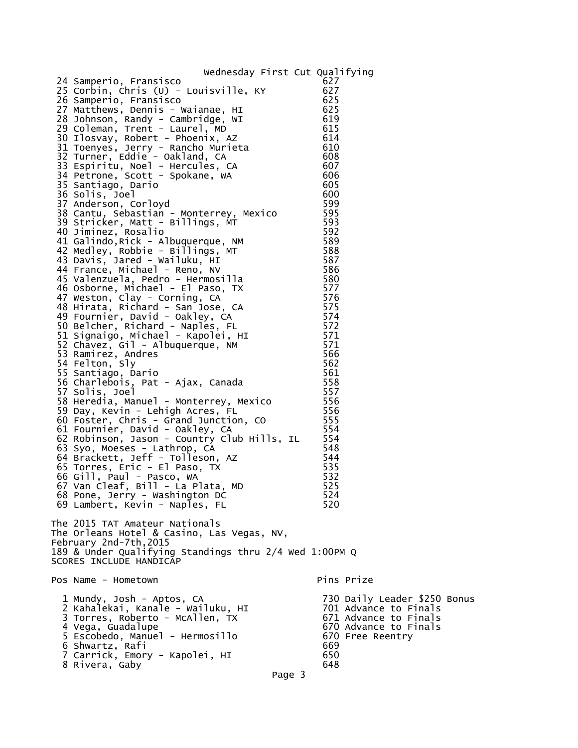Wednesday First Cut Qualifying

| Pos | Name - Hometown | Pins |
|---|---|---|
| 24 | Samperio, Fransisco | 627 |
| 25 | Corbin, Chris (U) - Louisville, KY | 627 |
| 26 | Samperio, Fransisco | 625 |
| 27 | Matthews, Dennis - Waianae, HI | 625 |
| 28 | Johnson, Randy - Cambridge, WI | 619 |
| 29 | Coleman, Trent - Laurel, MD | 615 |
| 30 | Ilosvay, Robert - Phoenix, AZ | 614 |
| 31 | Toenyes, Jerry - Rancho Murieta | 610 |
| 32 | Turner, Eddie - Oakland, CA | 608 |
| 33 | Espiritu, Noel - Hercules, CA | 607 |
| 34 | Petrone, Scott - Spokane, WA | 606 |
| 35 | Santiago, Dario | 605 |
| 36 | Solis, Joel | 600 |
| 37 | Anderson, Corloyd | 599 |
| 38 | Cantu, Sebastian - Monterrey, Mexico | 595 |
| 39 | Stricker, Matt - Billings, MT | 593 |
| 40 | Jiminez, Rosalio | 592 |
| 41 | Galindo,Rick - Albuquerque, NM | 589 |
| 42 | Medley, Robbie - Billings, MT | 588 |
| 43 | Davis, Jared - Wailuku, HI | 587 |
| 44 | France, Michael - Reno, NV | 586 |
| 45 | Valenzuela, Pedro - Hermosilla | 580 |
| 46 | Osborne, Michael - El Paso, TX | 577 |
| 47 | Weston, Clay - Corning, CA | 576 |
| 48 | Hirata, Richard - San Jose, CA | 575 |
| 49 | Fournier, David - Oakley, CA | 574 |
| 50 | Belcher, Richard - Naples, FL | 572 |
| 51 | Signaigo, Michael - Kapolei, HI | 571 |
| 52 | Chavez, Gil - Albuquerque, NM | 571 |
| 53 | Ramirez, Andres | 566 |
| 54 | Felton, Sly | 562 |
| 55 | Santiago, Dario | 561 |
| 56 | Charlebois, Pat - Ajax, Canada | 558 |
| 57 | Solis, Joel | 557 |
| 58 | Heredia, Manuel - Monterrey, Mexico | 556 |
| 59 | Day, Kevin - Lehigh Acres, FL | 556 |
| 60 | Foster, Chris - Grand Junction, CO | 555 |
| 61 | Fournier, David - Oakley, CA | 554 |
| 62 | Robinson, Jason - Country Club Hills, IL | 554 |
| 63 | Syo, Moeses - Lathrop, CA | 548 |
| 64 | Brackett, Jeff - Tolleson, AZ | 544 |
| 65 | Torres, Eric - El Paso, TX | 535 |
| 66 | Gill, Paul - Pasco, WA | 532 |
| 67 | Van Cleaf, Bill - La Plata, MD | 525 |
| 68 | Pone, Jerry - Washington DC | 524 |
| 69 | Lambert, Kevin - Naples, FL | 520 |

The 2015 TAT Amateur Nationals
The Orleans Hotel & Casino, Las Vegas, NV,
February 2nd-7th,2015
189 & Under Qualifying Standings thru 2/4 Wed 1:00PM Q
SCORES INCLUDE HANDICAP

| Pos | Name - Hometown | Pins | Prize |
|---|---|---|---|
| 1 | Mundy, Josh - Aptos, CA | 730 | Daily Leader $250 Bonus |
| 2 | Kahalekai, Kanale - Wailuku, HI | 701 | Advance to Finals |
| 3 | Torres, Roberto - McAllen, TX | 671 | Advance to Finals |
| 4 | Vega, Guadalupe | 670 | Advance to Finals |
| 5 | Escobedo, Manuel - Hermosillo | 670 | Free Reentry |
| 6 | Shwartz, Rafi | 669 | |
| 7 | Carrick, Emory - Kapolei, HI | 650 | |
| 8 | Rivera, Gaby | 648 | |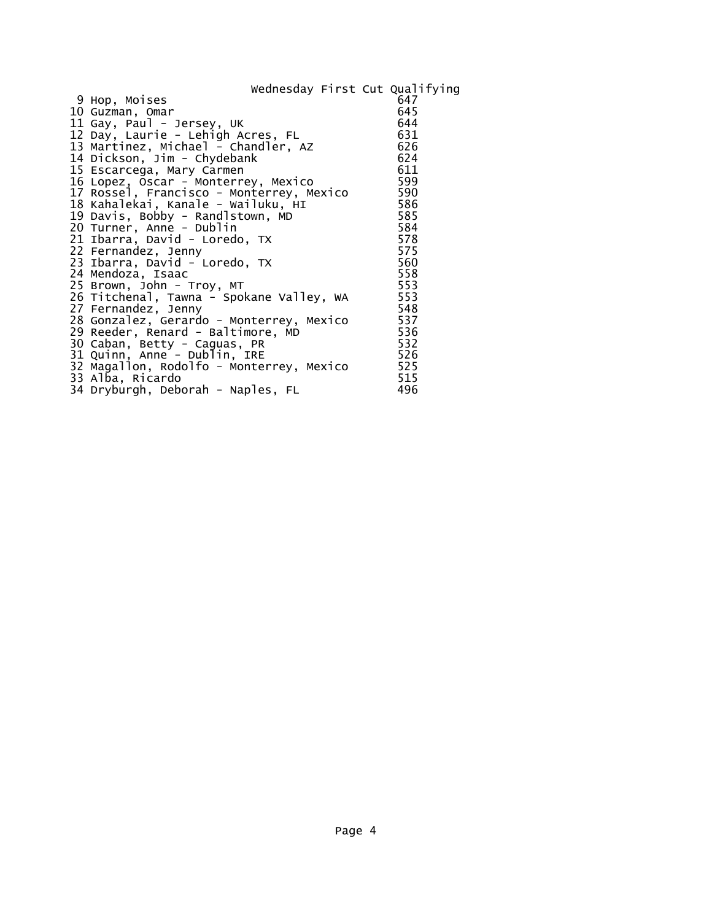Wednesday First Cut Qualifying

| | | |
|---|---|---|
| 9 | Hop, Moises | 647 |
| 10 | Guzman, Omar | 645 |
| 11 | Gay, Paul - Jersey, UK | 644 |
| 12 | Day, Laurie - Lehigh Acres, FL | 631 |
| 13 | Martinez, Michael - Chandler, AZ | 626 |
| 14 | Dickson, Jim - Chydebank | 624 |
| 15 | Escarcega, Mary Carmen | 611 |
| 16 | Lopez, Oscar - Monterrey, Mexico | 599 |
| 17 | Rossel, Francisco - Monterrey, Mexico | 590 |
| 18 | Kahalekai, Kanale - Wailuku, HI | 586 |
| 19 | Davis, Bobby - Randlstown, MD | 585 |
| 20 | Turner, Anne - Dublin | 584 |
| 21 | Ibarra, David - Loredo, TX | 578 |
| 22 | Fernandez, Jenny | 575 |
| 23 | Ibarra, David - Loredo, TX | 560 |
| 24 | Mendoza, Isaac | 558 |
| 25 | Brown, John - Troy, MT | 553 |
| 26 | Titchenal, Tawna - Spokane Valley, WA | 553 |
| 27 | Fernandez, Jenny | 548 |
| 28 | Gonzalez, Gerardo - Monterrey, Mexico | 537 |
| 29 | Reeder, Renard - Baltimore, MD | 536 |
| 30 | Caban, Betty - Caguas, PR | 532 |
| 31 | Quinn, Anne - Dublin, IRE | 526 |
| 32 | Magallon, Rodolfo - Monterrey, Mexico | 525 |
| 33 | Alba, Ricardo | 515 |
| 34 | Dryburgh, Deborah - Naples, FL | 496 |